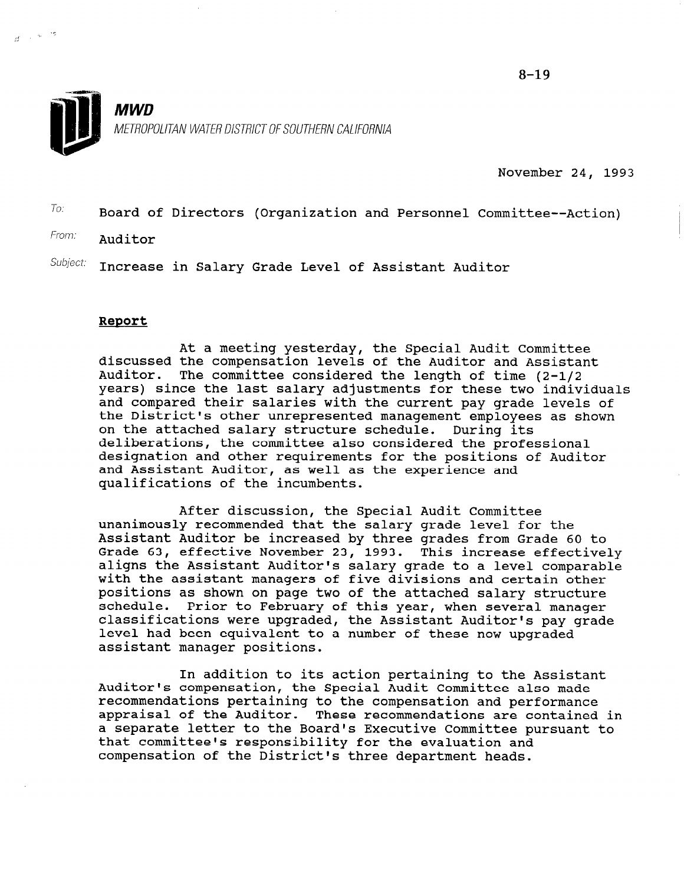8-19

**MWD**
METROPOLITAN WATER DISTRICT OF SOUTHERN CALIFORNIA

November 24, 1993

To: Board of Directors (Organization and Personnel Committee--Action)

From: Auditor

Subject: Increase in Salary Grade Level of Assistant Auditor

**Report**

At a meeting yesterday, the Special Audit Committee discussed the compensation levels of the Auditor and Assistant Auditor. The committee considered the length of time (2-1/2 years) since the last salary adjustments for these two individuals and compared their salaries with the current pay grade levels of the District's other unrepresented management employees as shown on the attached salary structure schedule. During its deliberations, the committee also considered the professional designation and other requirements for the positions of Auditor and Assistant Auditor, as well as the experience and qualifications of the incumbents.

After discussion, the Special Audit Committee unanimously recommended that the salary grade level for the Assistant Auditor be increased by three grades from Grade 60 to Grade 63, effective November 23, 1993. This increase effectively aligns the Assistant Auditor's salary grade to a level comparable with the assistant managers of five divisions and certain other positions as shown on page two of the attached salary structure schedule. Prior to February of this year, when several manager classifications were upgraded, the Assistant Auditor's pay grade level had been equivalent to a number of these now upgraded assistant manager positions.

In addition to its action pertaining to the Assistant Auditor's compensation, the Special Audit Committee also made recommendations pertaining to the compensation and performance appraisal of the Auditor. These recommendations are contained in a separate letter to the Board's Executive Committee pursuant to that committee's responsibility for the evaluation and compensation of the District's three department heads.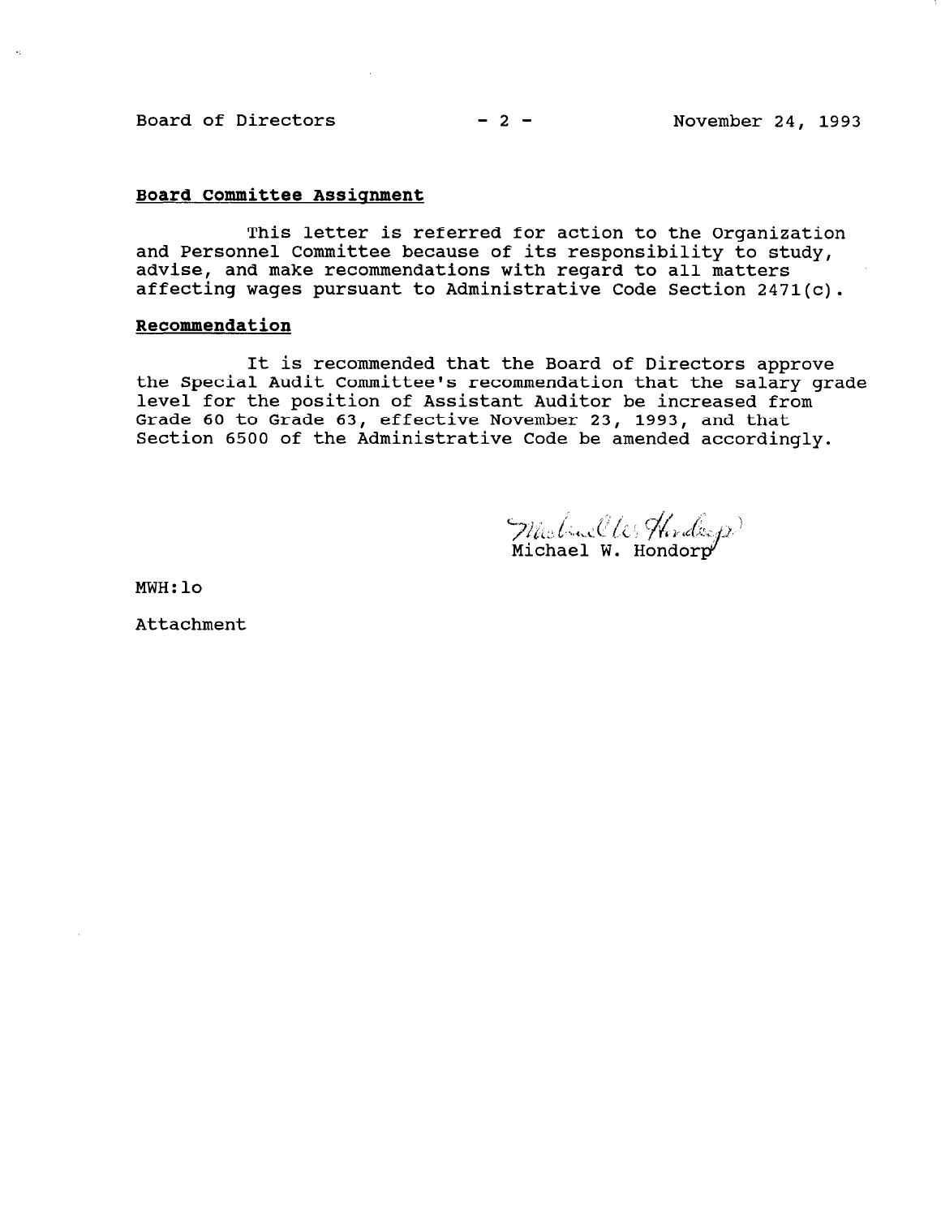**Board Committee Assignment**

This letter is referred for action to the Organization and Personnel Committee because of its responsibility to study, advise, and make recommendations with regard to all matters affecting wages pursuant to Administrative Code Section 2471(c).

**Recommendation**

It is recommended that the Board of Directors approve the Special Audit Committee's recommendation that the salary grade level for the position of Assistant Auditor be increased from Grade 60 to Grade 63, effective November 23, 1993, and that Section 6500 of the Administrative Code be amended accordingly.

Michael W. Hondorp

MWH:lo

Attachment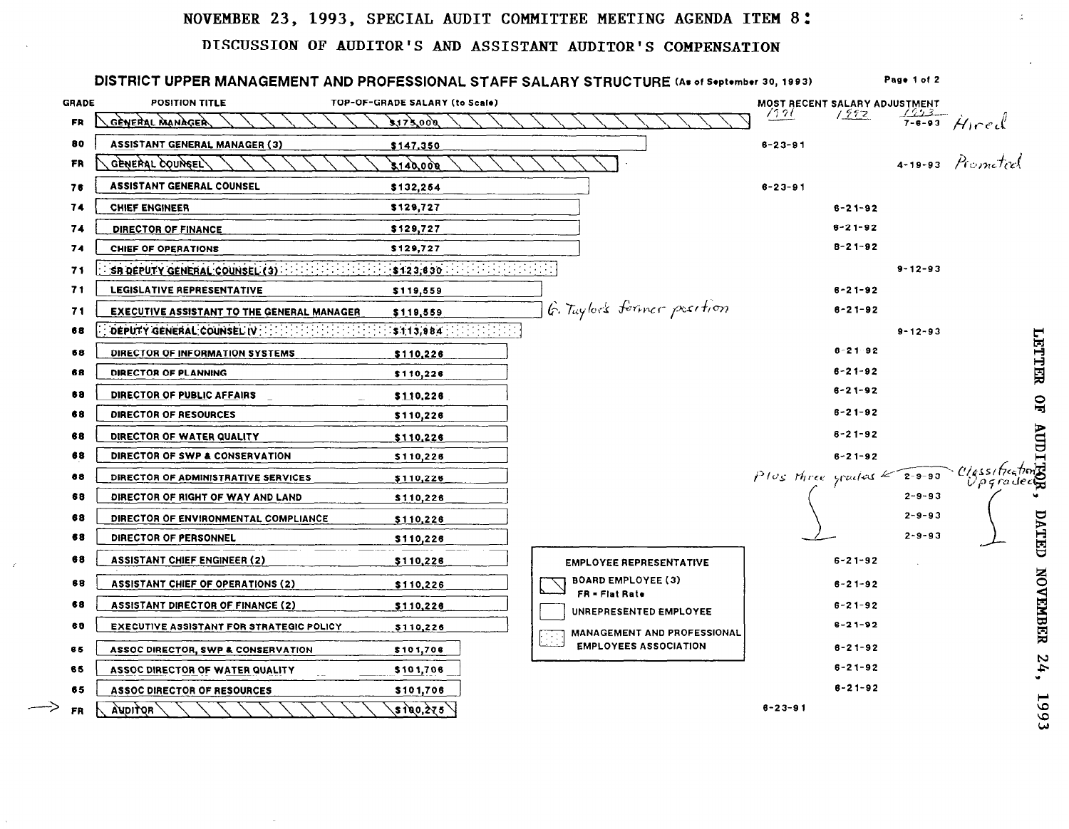# NOVEMBER 23, 1993, SPECIAL AUDIT COMMITTEE MEETING AGENDA ITEM 8:

## DISCUSSION OF AUDITOR'S AND ASSISTANT AUDITOR'S COMPENSATION

### DISTRICT UPPER MANAGEMENT AND PROFESSIONAL STAFF SALARY STRUCTURE (As of September 30, 1993)

| GRADE | POSITION TITLE | TOP-OF-GRADE SALARY (to Scale) | MOST RECENT SALARY ADJUSTMENT 1991 | 1992 | 1993 | |
|---|---|---|---|---|---|---|
| FR | GENERAL MANAGER | $175,000 | | | 7-6-93 | Hired |
| 80 | ASSISTANT GENERAL MANAGER (3) | $147,350 | 6-23-91 | | | |
| FR | GENERAL COUNSEL | $140,000 | | | 4-19-93 | Promoted |
| 76 | ASSISTANT GENERAL COUNSEL | $132,264 | 6-23-91 | | | |
| 74 | CHIEF ENGINEER | $129,727 | | 6-21-92 | | |
| 74 | DIRECTOR OF FINANCE | $129,727 | | 6-21-92 | | |
| 74 | CHIEF OF OPERATIONS | $129,727 | | 6-21-92 | | |
| 71 | SR DEPUTY GENERAL COUNSEL (3) | $123,630 | | | 9-12-93 | |
| 71 | LEGISLATIVE REPRESENTATIVE | $119,559 | | 6-21-92 | | |
| 71 | EXECUTIVE ASSISTANT TO THE GENERAL MANAGER (G. Taylor's former position) | $119,559 | | 6-21-92 | | |
| 68 | DEPUTY GENERAL COUNSEL IV | $113,984 | | | 9-12-93 | |
| 68 | DIRECTOR OF INFORMATION SYSTEMS | $110,226 | | 6-21-92 | | |
| 68 | DIRECTOR OF PLANNING | $110,226 | | 6-21-92 | | |
| 68 | DIRECTOR OF PUBLIC AFFAIRS | $110,226 | | 6-21-92 | | |
| 68 | DIRECTOR OF RESOURCES | $110,226 | | 6-21-92 | | |
| 68 | DIRECTOR OF WATER QUALITY | $110,226 | | 6-21-92 | | |
| 68 | DIRECTOR OF SWP & CONSERVATION | $110,226 | | 6-21-92 | | |
| 68 | DIRECTOR OF ADMINISTRATIVE SERVICES | $110,226 | | Plus three grades | 2-9-93 | Classification Upgraded |
| 68 | DIRECTOR OF RIGHT OF WAY AND LAND | $110,226 | | | 2-9-93 | |
| 68 | DIRECTOR OF ENVIRONMENTAL COMPLIANCE | $110,226 | | | 2-9-93 | |
| 68 | DIRECTOR OF PERSONNEL | $110,226 | | | 2-9-93 | |
| 68 | ASSISTANT CHIEF ENGINEER (2) | $110,226 | | 6-21-92 | | |
| 68 | ASSISTANT CHIEF OF OPERATIONS (2) | $110,226 | | 6-21-92 | | |
| 68 | ASSISTANT DIRECTOR OF FINANCE (2) | $110,226 | | 6-21-92 | | |
| 68 | EXECUTIVE ASSISTANT FOR STRATEGIC POLICY | $110,226 | | 6-21-92 | | |
| 65 | ASSOC DIRECTOR, SWP & CONSERVATION | $101,706 | | 6-21-92 | | |
| 65 | ASSOC DIRECTOR OF WATER QUALITY | $101,706 | | 6-21-92 | | |
| 65 | ASSOC DIRECTOR OF RESOURCES | $101,706 | | 6-21-92 | | |
| FR | → AUDITOR | $100,275 | 6-23-91 | | | |

**EMPLOYEE REPRESENTATIVE**

- Hatched: BOARD EMPLOYEE (3) — FR = Flat Rate (General Manager, General Counsel, Auditor)
- Plain: UNREPRESENTED EMPLOYEE
- Dotted: MANAGEMENT AND PROFESSIONAL EMPLOYEES ASSOCIATION (Sr Deputy General Counsel (3), Deputy General Counsel IV)

LETTER OF AUDITOR, DATED NOVEMBER 24, 1993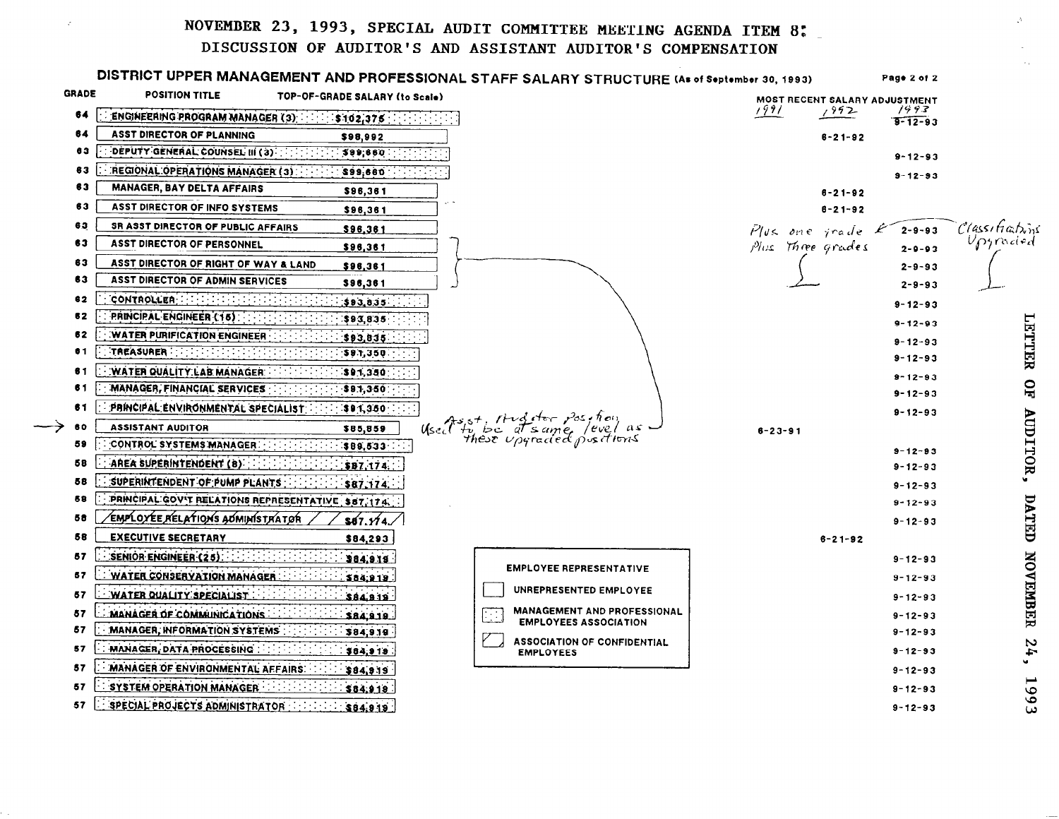# NOVEMBER 23, 1993, SPECIAL AUDIT COMMITTEE MEETING AGENDA ITEM 8: DISCUSSION OF AUDITOR'S AND ASSISTANT AUDITOR'S COMPENSATION

## DISTRICT UPPER MANAGEMENT AND PROFESSIONAL STAFF SALARY STRUCTURE (As of September 30, 1993)

Page 2 of 2

| GRADE | POSITION TITLE | TOP-OF-GRADE SALARY (to Scale) | MOST RECENT SALARY ADJUSTMENT 1991 | 1992 | 1993 |
|---|---|---|---|---|---|
| 64 | ENGINEERING PROGRAM MANAGER (3) | $102,375 | | | 9-12-93 |
| 64 | ASST DIRECTOR OF PLANNING | $98,992 | | 6-21-92 | |
| 63 | DEPUTY GENERAL COUNSEL III (3) | $99,680 | | | 9-12-93 |
| 63 | REGIONAL OPERATIONS MANAGER (3) | $99,680 | | | 9-12-93 |
| 63 | MANAGER, BAY DELTA AFFAIRS | $96,361 | | 6-21-92 | |
| 63 | ASST DIRECTOR OF INFO SYSTEMS | $96,361 | | 6-21-92 | |
| 63 | SR ASST DIRECTOR OF PUBLIC AFFAIRS | $96,361 | | | 2-9-93 |
| 63 | ASST DIRECTOR OF PERSONNEL | $96,361 | | | 2-9-93 |
| 63 | ASST DIRECTOR OF RIGHT OF WAY & LAND | $96,361 | | | 2-9-93 |
| 63 | ASST DIRECTOR OF ADMIN SERVICES | $96,361 | | | 2-9-93 |
| 62 | CONTROLLER | $93,835 | | | 9-12-93 |
| 62 | PRINCIPAL ENGINEER (15) | $93,835 | | | 9-12-93 |
| 62 | WATER PURIFICATION ENGINEER | $93,835 | | | 9-12-93 |
| 61 | TREASURER | $91,350 | | | 9-12-93 |
| 61 | WATER QUALITY LAB MANAGER | $91,350 | | | 9-12-93 |
| 61 | MANAGER, FINANCIAL SERVICES | $91,350 | | | 9-12-93 |
| 61 | PRINCIPAL ENVIRONMENTAL SPECIALIST | $91,350 | | | 9-12-93 |
| → 60 | ASSISTANT AUDITOR | $85,859 | 6-23-91 | | |
| 59 | CONTROL SYSTEMS MANAGER | $89,533 | | | 9-12-93 |
| 58 | AREA SUPERINTENDENT (8) | $87,174 | | | 9-12-93 |
| 58 | SUPERINTENDENT OF PUMP PLANTS | $87,174 | | | 9-12-93 |
| 58 | PRINCIPAL GOV'T RELATIONS REPRESENTATIVE | $87,174 | | | 9-12-93 |
| 58 | EMPLOYEE RELATIONS ADMINISTRATOR | $87,174 | | | 9-12-93 |
| 58 | EXECUTIVE SECRETARY | $84,293 | | 6-21-92 | |
| 57 | SENIOR ENGINEER (25) | $84,919 | | | 9-12-93 |
| 57 | WATER CONSERVATION MANAGER | $84,919 | | | 9-12-93 |
| 57 | WATER QUALITY SPECIALIST | $84,919 | | | 9-12-93 |
| 57 | MANAGER OF COMMUNICATIONS | $84,919 | | | 9-12-93 |
| 57 | MANAGER, INFORMATION SYSTEMS | $84,919 | | | 9-12-93 |
| 57 | MANAGER, DATA PROCESSING | $84,919 | | | 9-12-93 |
| 57 | MANAGER OF ENVIRONMENTAL AFFAIRS | $84,919 | | | 9-12-93 |
| 57 | SYSTEM OPERATION MANAGER | $84,919 | | | 9-12-93 |
| 57 | SPECIAL PROJECTS ADMINISTRATOR | $84,919 | | | 9-12-93 |

Handwritten notes:
- Next to SR ASST DIRECTOR OF PUBLIC AFFAIRS (2-9-93): "Plus one grade"; next to ASST DIRECTOR OF PERSONNEL and the positions below it: "Plus three grades"; at right: "Classifications Upgraded"
- Arrow from ASST DIRECTOR OF PERSONNEL, RIGHT OF WAY & LAND, and ADMIN SERVICES to ASSISTANT AUDITOR: "Asst. Auditor position used to be at same level as these upgraded positions"

**EMPLOYEE REPRESENTATIVE**

- [blank box] UNREPRESENTED EMPLOYEE
- [dotted box] MANAGEMENT AND PROFESSIONAL EMPLOYEES ASSOCIATION
- [hatched box] ASSOCIATION OF CONFIDENTIAL EMPLOYEES

LETTER OF AUDITOR, DATED NOVEMBER 24, 1993